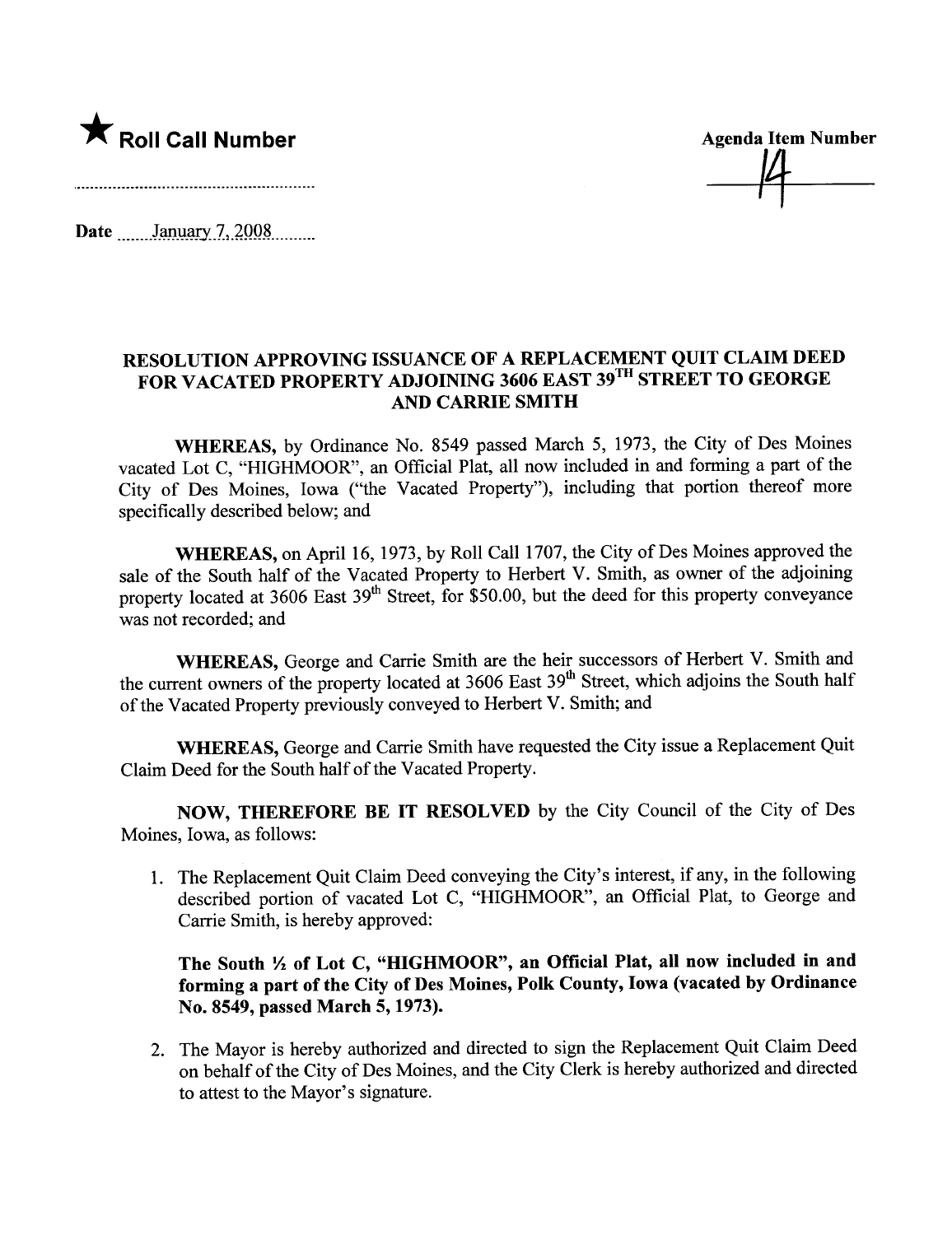★ **Roll Call Number**

..........................................................

**Agenda Item Number**

14

Date ......January 7, 2008.........

**RESOLUTION APPROVING ISSUANCE OF A REPLACEMENT QUIT CLAIM DEED FOR VACATED PROPERTY ADJOINING 3606 EAST 39TH STREET TO GEORGE AND CARRIE SMITH**

**WHEREAS,** by Ordinance No. 8549 passed March 5, 1973, the City of Des Moines vacated Lot C, "HIGHMOOR", an Official Plat, all now included in and forming a part of the City of Des Moines, Iowa ("the Vacated Property"), including that portion thereof more specifically described below; and

**WHEREAS,** on April 16, 1973, by Roll Call 1707, the City of Des Moines approved the sale of the South half of the Vacated Property to Herbert V. Smith, as owner of the adjoining property located at 3606 East 39th Street, for $50.00, but the deed for this property conveyance was not recorded; and

**WHEREAS,** George and Carrie Smith are the heir successors of Herbert V. Smith and the current owners of the property located at 3606 East 39th Street, which adjoins the South half of the Vacated Property previously conveyed to Herbert V. Smith; and

**WHEREAS,** George and Carrie Smith have requested the City issue a Replacement Quit Claim Deed for the South half of the Vacated Property.

**NOW, THEREFORE BE IT RESOLVED** by the City Council of the City of Des Moines, Iowa, as follows:

1. The Replacement Quit Claim Deed conveying the City's interest, if any, in the following described portion of vacated Lot C, "HIGHMOOR", an Official Plat, to George and Carrie Smith, is hereby approved:

   **The South ½ of Lot C, "HIGHMOOR", an Official Plat, all now included in and forming a part of the City of Des Moines, Polk County, Iowa (vacated by Ordinance No. 8549, passed March 5, 1973).**

2. The Mayor is hereby authorized and directed to sign the Replacement Quit Claim Deed on behalf of the City of Des Moines, and the City Clerk is hereby authorized and directed to attest to the Mayor's signature.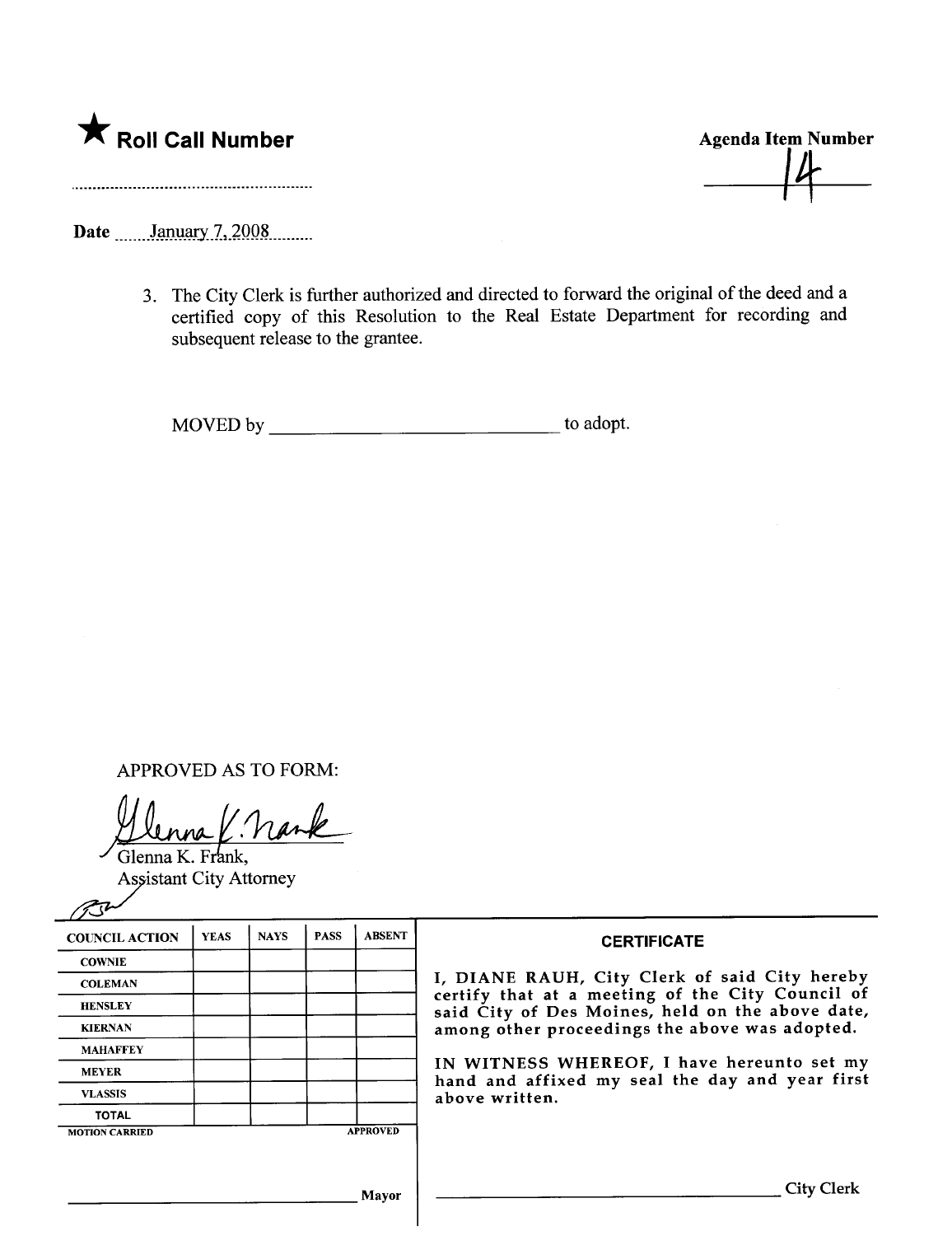★ **Roll Call Number**

..........................................................

**Agenda Item Number**

14

Date ......January 7, 2008.........

3. The City Clerk is further authorized and directed to forward the original of the deed and a certified copy of this Resolution to the Real Estate Department for recording and subsequent release to the grantee.

MOVED by ______________________________ to adopt.

APPROVED AS TO FORM:

Glenna K. Frank,
Assistant City Attorney

| COUNCIL ACTION | YEAS | NAYS | PASS | ABSENT |
|---|---|---|---|---|
| COWNIE | | | | |
| COLEMAN | | | | |
| HENSLEY | | | | |
| KIERNAN | | | | |
| MAHAFFEY | | | | |
| MEYER | | | | |
| VLASSIS | | | | |
| TOTAL | | | | |

MOTION CARRIED APPROVED

______________________________ Mayor

**CERTIFICATE**

I, DIANE RAUH, City Clerk of said City hereby certify that at a meeting of the City Council of said City of Des Moines, held on the above date, among other proceedings the above was adopted.

IN WITNESS WHEREOF, I have hereunto set my hand and affixed my seal the day and year first above written.

______________________________ City Clerk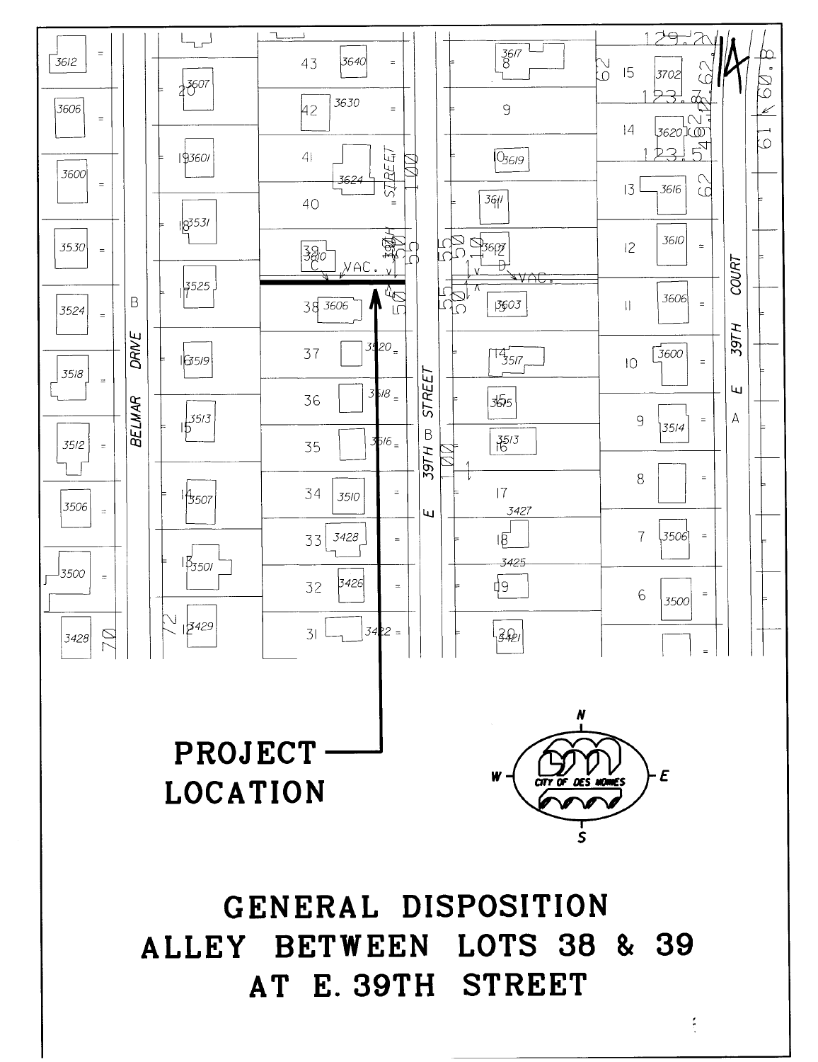PROJECT LOCATION

CITY OF DES MOINES

N

S

W

E

# GENERAL DISPOSITION
# ALLEY BETWEEN LOTS 38 & 39
# AT E. 39TH STREET